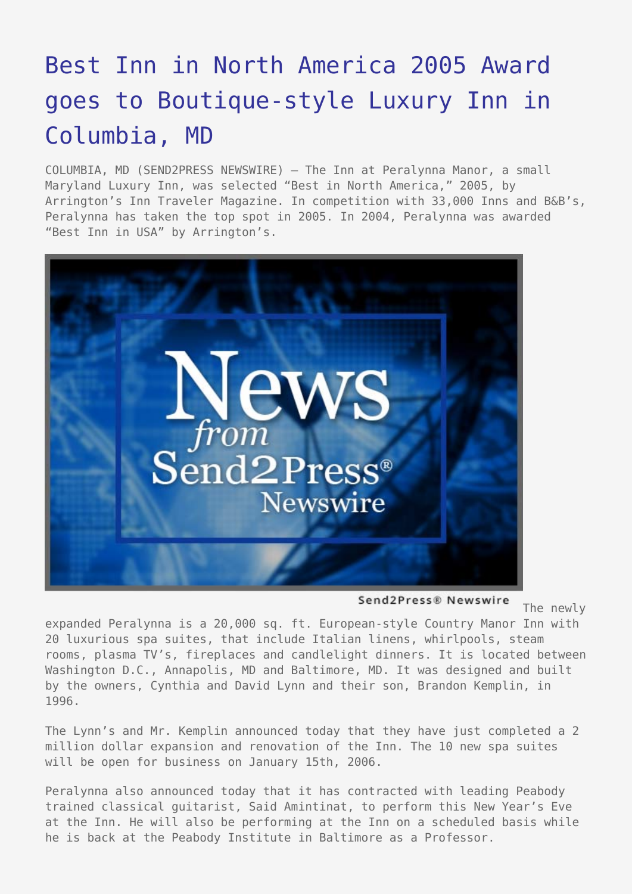# Best Inn in North America 2005 Award goes to Boutique-style Luxury Inn in Columbia, MD

COLUMBIA, MD (SEND2PRESS NEWSWIRE) — The Inn at Peralynna Manor, a small Maryland Luxury Inn, was selected "Best in North America," 2005, by Arrington's Inn Traveler Magazine. In competition with 33,000 Inns and B&B's, Peralynna has taken the top spot in 2005. In 2004, Peralynna was awarded "Best Inn in USA" by Arrington's.

Send2Press® Newswire

The newly expanded Peralynna is a 20,000 sq. ft. European-style Country Manor Inn with 20 luxurious spa suites, that include Italian linens, whirlpools, steam rooms, plasma TV's, fireplaces and candlelight dinners. It is located between Washington D.C., Annapolis, MD and Baltimore, MD. It was designed and built by the owners, Cynthia and David Lynn and their son, Brandon Kemplin, in 1996.

The Lynn's and Mr. Kemplin announced today that they have just completed a 2 million dollar expansion and renovation of the Inn. The 10 new spa suites will be open for business on January 15th, 2006.

Peralynna also announced today that it has contracted with leading Peabody trained classical guitarist, Said Amintinat, to perform this New Year's Eve at the Inn. He will also be performing at the Inn on a scheduled basis while he is back at the Peabody Institute in Baltimore as a Professor.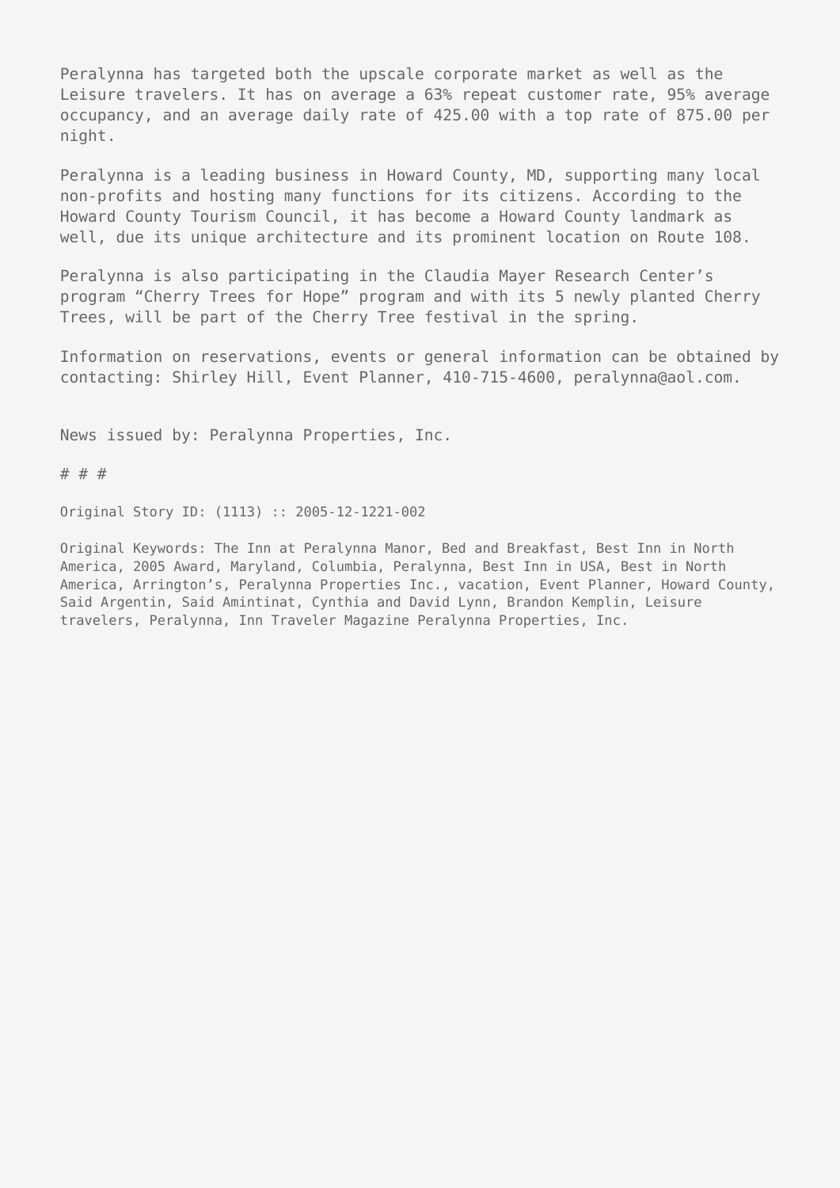Peralynna has targeted both the upscale corporate market as well as the Leisure travelers. It has on average a 63% repeat customer rate, 95% average occupancy, and an average daily rate of 425.00 with a top rate of 875.00 per night.

Peralynna is a leading business in Howard County, MD, supporting many local non-profits and hosting many functions for its citizens. According to the Howard County Tourism Council, it has become a Howard County landmark as well, due its unique architecture and its prominent location on Route 108.

Peralynna is also participating in the Claudia Mayer Research Center's program "Cherry Trees for Hope" program and with its 5 newly planted Cherry Trees, will be part of the Cherry Tree festival in the spring.

Information on reservations, events or general information can be obtained by contacting: Shirley Hill, Event Planner, 410-715-4600, peralynna@aol.com.

News issued by: Peralynna Properties, Inc.

# # #

Original Story ID: (1113) :: 2005-12-1221-002

Original Keywords: The Inn at Peralynna Manor, Bed and Breakfast, Best Inn in North America, 2005 Award, Maryland, Columbia, Peralynna, Best Inn in USA, Best in North America, Arrington's, Peralynna Properties Inc., vacation, Event Planner, Howard County, Said Argentin, Said Amintinat, Cynthia and David Lynn, Brandon Kemplin, Leisure travelers, Peralynna, Inn Traveler Magazine Peralynna Properties, Inc.